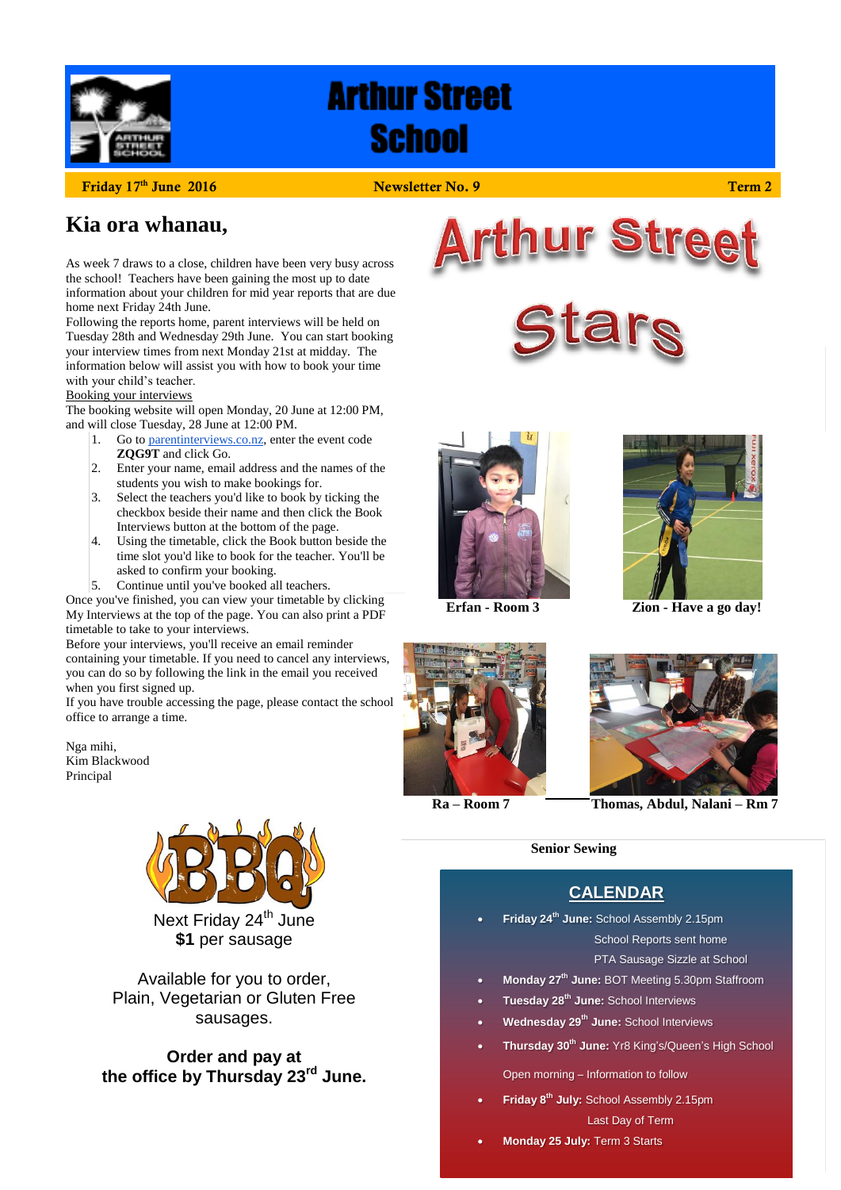# Arthur Street School

**Friday 17th June 2016** | **Newsletter No. 9** | **Term 2**

## Kia ora whanau,

As week 7 draws to a close, children have been very busy across the school! Teachers have been gaining the most up to date information about your children for mid year reports that are due home next Friday 24th June.

Following the reports home, parent interviews will be held on Tuesday 28th and Wednesday 29th June. You can start booking your interview times from next Monday 21st at midday. The information below will assist you with how to book your time with your child's teacher.

Booking your interviews

The booking website will open Monday, 20 June at 12:00 PM, and will close Tuesday, 28 June at 12:00 PM.

1. Go to parentinterviews.co.nz, enter the event code **ZQG9T** and click Go.
2. Enter your name, email address and the names of the students you wish to make bookings for.
3. Select the teachers you'd like to book by ticking the checkbox beside their name and then click the Book Interviews button at the bottom of the page.
4. Using the timetable, click the Book button beside the time slot you'd like to book for the teacher. You'll be asked to confirm your booking.
5. Continue until you've booked all teachers.

Once you've finished, you can view your timetable by clicking My Interviews at the top of the page. You can also print a PDF timetable to take to your interviews.

Before your interviews, you'll receive an email reminder containing your timetable. If you need to cancel any interviews, you can do so by following the link in the email you received when you first signed up.

If you have trouble accessing the page, please contact the school office to arrange a time.

Nga mihi,
Kim Blackwood
Principal

## Arthur Street Stars

Erfan - Room 3

Zion - Have a go day!

Ra – Room 7

Thomas, Abdul, Nalani – Rm 7

Senior Sewing

## BBQ

Next Friday 24th June
**$1** per sausage

Available for you to order,
Plain, Vegetarian or Gluten Free sausages.

**Order and pay at the office by Thursday 23rd June.**

## CALENDAR

- **Friday 24th June:** School Assembly 2.15pm
  School Reports sent home
  PTA Sausage Sizzle at School
- **Monday 27th June:** BOT Meeting 5.30pm Staffroom
- **Tuesday 28th June:** School Interviews
- **Wednesday 29th June:** School Interviews
- **Thursday 30th June:** Yr8 King's/Queen's High School Open morning – Information to follow
- **Friday 8th July:** School Assembly 2.15pm
  Last Day of Term
- **Monday 25 July:** Term 3 Starts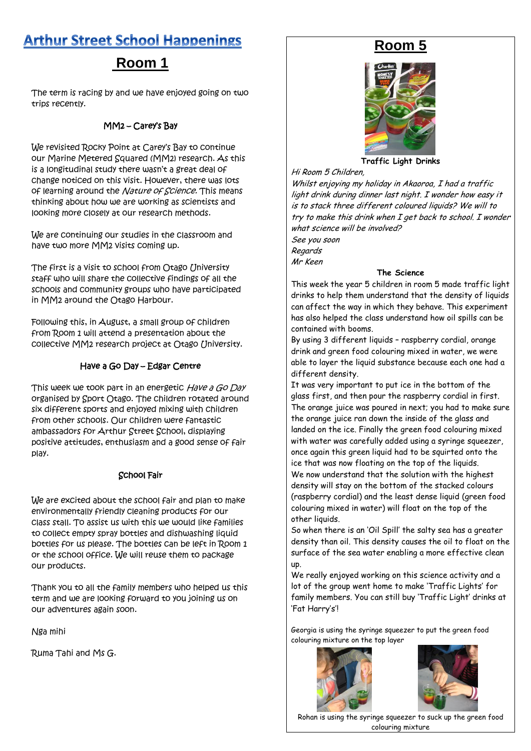# Arthur Street School Happenings

## Room 1

The term is racing by and we have enjoyed going on two trips recently.

### MM2 – Carey's Bay

We revisited Rocky Point at Carey's Bay to continue our Marine Metered Squared (MM2) research. As this is a longitudinal study there wasn't a great deal of change noticed on this visit. However, there was lots of learning around the *Nature of Science*. This means thinking about how we are working as scientists and looking more closely at our research methods.

We are continuing our studies in the classroom and have two more MM2 visits coming up.

The first is a visit to school from Otago University staff who will share the collective findings of all the schools and community groups who have participated in MM2 around the Otago Harbour.

Following this, in August, a small group of children from Room 1 will attend a presentation about the collective MM2 research project at Otago University.

### Have a Go Day – Edgar Centre

This week we took part in an energetic *Have a Go Day* organised by Sport Otago. The children rotated around six different sports and enjoyed mixing with children from other schools. Our children were fantastic ambassadors for Arthur Street School, displaying positive attitudes, enthusiasm and a good sense of fair play.

### School Fair

We are excited about the school fair and plan to make environmentally friendly cleaning products for our class stall. To assist us with this we would like families to collect empty spray bottles and dishwashing liquid bottles for us please. The bottles can be left in Room 1 or the school office. We will reuse them to package our products.

Thank you to all the family members who helped us this term and we are looking forward to you joining us on our adventures again soon.

Nga mihi

Ruma Tahi and Ms G.

## Room 5

**Traffic Light Drinks**

*Hi Room 5 Children,*

*Whilst enjoying my holiday in Akaoroa, I had a traffic light drink during dinner last night. I wonder how easy it is to stack three different coloured liquids? We will to try to make this drink when I get back to school. I wonder what science will be involved?*

*See you soon*

*Regards*

*Mr Keen*

**The Science**

This week the year 5 children in room 5 made traffic light drinks to help them understand that the density of liquids can affect the way in which they behave. This experiment has also helped the class understand how oil spills can be contained with booms.

By using 3 different liquids – raspberry cordial, orange drink and green food colouring mixed in water, we were able to layer the liquid substance because each one had a different density.

It was very important to put ice in the bottom of the glass first, and then pour the raspberry cordial in first. The orange juice was poured in next; you had to make sure the orange juice ran down the inside of the glass and landed on the ice. Finally the green food colouring mixed with water was carefully added using a syringe squeezer, once again this green liquid had to be squirted onto the ice that was now floating on the top of the liquids.

We now understand that the solution with the highest density will stay on the bottom of the stacked colours (raspberry cordial) and the least dense liquid (green food colouring mixed in water) will float on the top of the other liquids.

So when there is an 'Oil Spill' the salty sea has a greater density than oil. This density causes the oil to float on the surface of the sea water enabling a more effective clean up.

We really enjoyed working on this science activity and a lot of the group went home to make 'Traffic Lights' for family members. You can still buy 'Traffic Light' drinks at 'Fat Harry's'!

Georgia is using the syringe squeezer to put the green food colouring mixture on the top layer

Rohan is using the syringe squeezer to suck up the green food colouring mixture